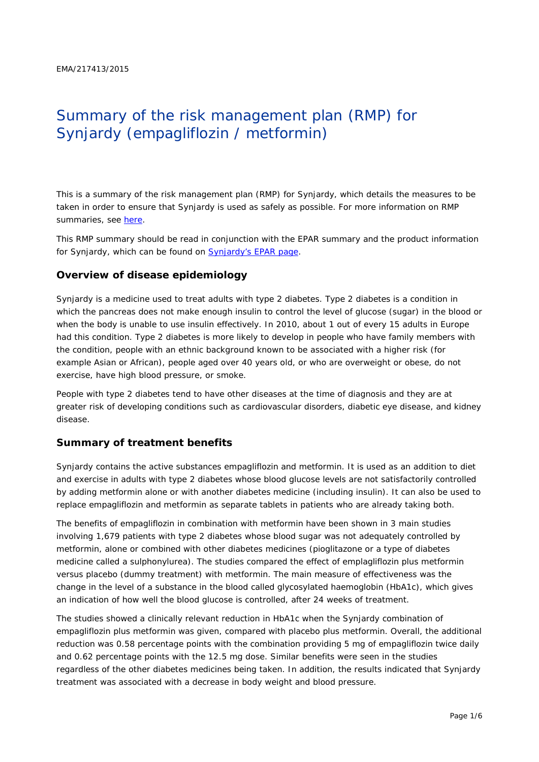EMA/217413/2015

# Summary of the risk management plan (RMP) for Synjardy (empagliflozin / metformin)

This is a summary of the risk management plan (RMP) for Synjardy, which details the measures to be taken in order to ensure that Synjardy is used as safely as possible. For more information on RMP summaries, see here.

This RMP summary should be read in conjunction with the EPAR summary and the product information for Synjardy, which can be found on Synjardy's EPAR page.

## Overview of disease epidemiology

Synjardy is a medicine used to treat adults with type 2 diabetes. Type 2 diabetes is a condition in which the pancreas does not make enough insulin to control the level of glucose (sugar) in the blood or when the body is unable to use insulin effectively. In 2010, about 1 out of every 15 adults in Europe had this condition. Type 2 diabetes is more likely to develop in people who have family members with the condition, people with an ethnic background known to be associated with a higher risk (for example Asian or African), people aged over 40 years old, or who are overweight or obese, do not exercise, have high blood pressure, or smoke.

People with type 2 diabetes tend to have other diseases at the time of diagnosis and they are at greater risk of developing conditions such as cardiovascular disorders, diabetic eye disease, and kidney disease.

## Summary of treatment benefits

Synjardy contains the active substances empagliflozin and metformin. It is used as an addition to diet and exercise in adults with type 2 diabetes whose blood glucose levels are not satisfactorily controlled by adding metformin alone or with another diabetes medicine (including insulin). It can also be used to replace empagliflozin and metformin as separate tablets in patients who are already taking both.

The benefits of empagliflozin in combination with metformin have been shown in 3 main studies involving 1,679 patients with type 2 diabetes whose blood sugar was not adequately controlled by metformin, alone or combined with other diabetes medicines (pioglitazone or a type of diabetes medicine called a sulphonylurea). The studies compared the effect of emplagliflozin plus metformin versus placebo (dummy treatment) with metformin. The main measure of effectiveness was the change in the level of a substance in the blood called glycosylated haemoglobin (HbA1c), which gives an indication of how well the blood glucose is controlled, after 24 weeks of treatment.

The studies showed a clinically relevant reduction in HbA1c when the Synjardy combination of empagliflozin plus metformin was given, compared with placebo plus metformin. Overall, the additional reduction was 0.58 percentage points with the combination providing 5 mg of empagliflozin twice daily and 0.62 percentage points with the 12.5 mg dose. Similar benefits were seen in the studies regardless of the other diabetes medicines being taken. In addition, the results indicated that Synjardy treatment was associated with a decrease in body weight and blood pressure.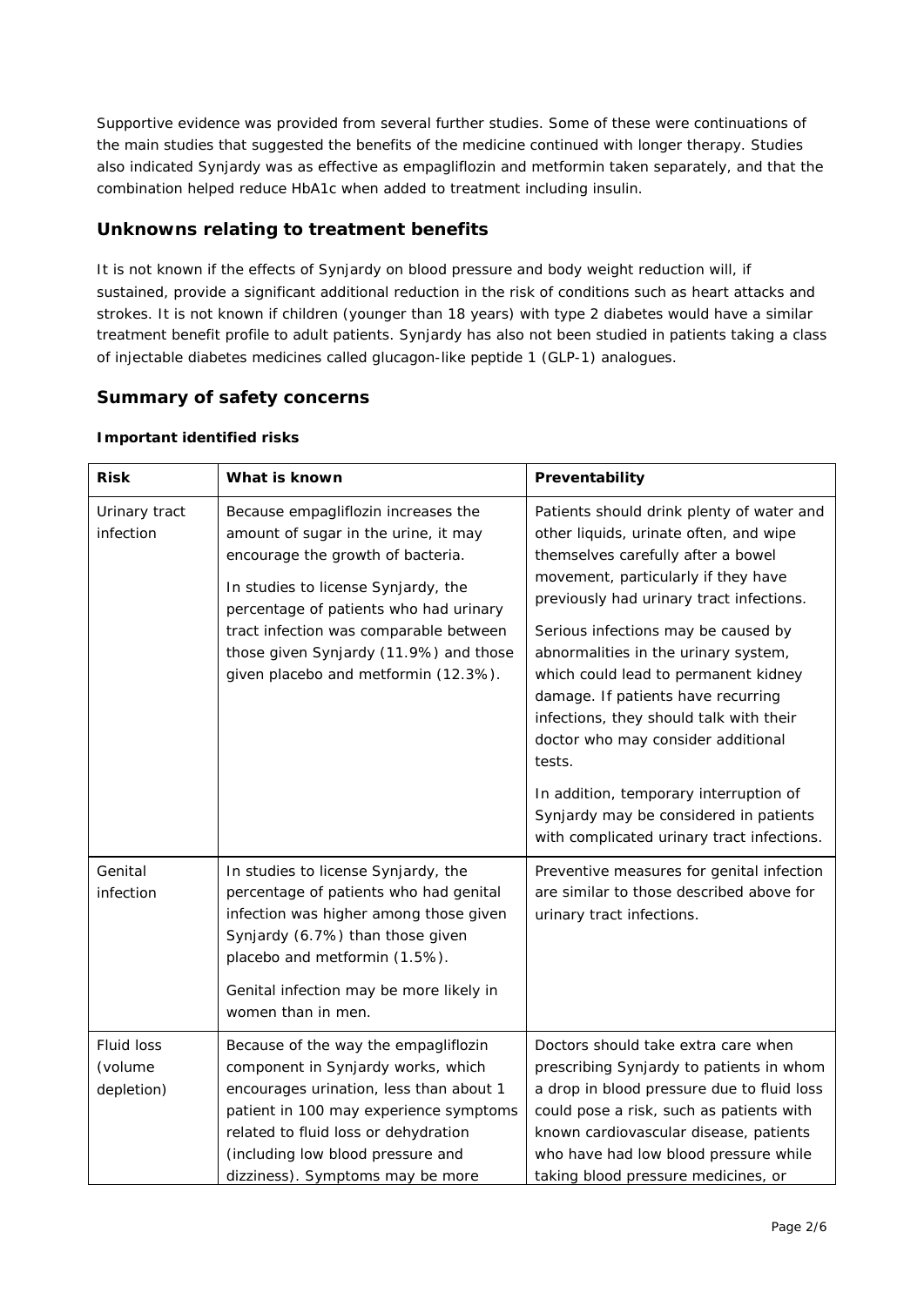Supportive evidence was provided from several further studies. Some of these were continuations of the main studies that suggested the benefits of the medicine continued with longer therapy. Studies also indicated Synjardy was as effective as empagliflozin and metformin taken separately, and that the combination helped reduce HbA1c when added to treatment including insulin.

## Unknowns relating to treatment benefits

It is not known if the effects of Synjardy on blood pressure and body weight reduction will, if sustained, provide a significant additional reduction in the risk of conditions such as heart attacks and strokes. It is not known if children (younger than 18 years) with type 2 diabetes would have a similar treatment benefit profile to adult patients. Synjardy has also not been studied in patients taking a class of injectable diabetes medicines called glucagon-like peptide 1 (GLP-1) analogues.

## Summary of safety concerns

### Important identified risks

| Risk | What is known | Preventability |
|---|---|---|
| Urinary tract infection | Because empagliflozin increases the amount of sugar in the urine, it may encourage the growth of bacteria.<br><br>In studies to license Synjardy, the percentage of patients who had urinary tract infection was comparable between those given Synjardy (11.9%) and those given placebo and metformin (12.3%). | Patients should drink plenty of water and other liquids, urinate often, and wipe themselves carefully after a bowel movement, particularly if they have previously had urinary tract infections.<br><br>Serious infections may be caused by abnormalities in the urinary system, which could lead to permanent kidney damage. If patients have recurring infections, they should talk with their doctor who may consider additional tests.<br><br>In addition, temporary interruption of Synjardy may be considered in patients with complicated urinary tract infections. |
| Genital infection | In studies to license Synjardy, the percentage of patients who had genital infection was higher among those given Synjardy (6.7%) than those given placebo and metformin (1.5%).<br><br>Genital infection may be more likely in women than in men. | Preventive measures for genital infection are similar to those described above for urinary tract infections. |
| Fluid loss (volume depletion) | Because of the way the empagliflozin component in Synjardy works, which encourages urination, less than about 1 patient in 100 may experience symptoms related to fluid loss or dehydration (including low blood pressure and dizziness). Symptoms may be more | Doctors should take extra care when prescribing Synjardy to patients in whom a drop in blood pressure due to fluid loss could pose a risk, such as patients with known cardiovascular disease, patients who have had low blood pressure while taking blood pressure medicines, or |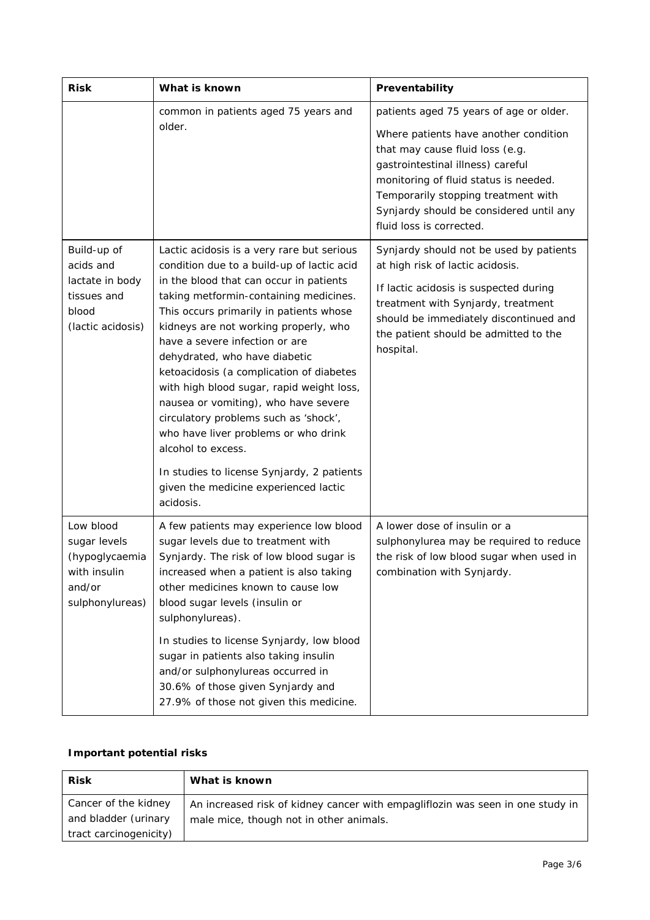| Risk | What is known | Preventability |
|---|---|---|
| | common in patients aged 75 years and older. | patients aged 75 years of age or older.<br><br>Where patients have another condition that may cause fluid loss (e.g. gastrointestinal illness) careful monitoring of fluid status is needed. Temporarily stopping treatment with Synjardy should be considered until any fluid loss is corrected. |
| Build-up of acids and lactate in body tissues and blood (lactic acidosis) | Lactic acidosis is a very rare but serious condition due to a build-up of lactic acid in the blood that can occur in patients taking metformin-containing medicines. This occurs primarily in patients whose kidneys are not working properly, who have a severe infection or are dehydrated, who have diabetic ketoacidosis (a complication of diabetes with high blood sugar, rapid weight loss, nausea or vomiting), who have severe circulatory problems such as 'shock', who have liver problems or who drink alcohol to excess.<br><br>In studies to license Synjardy, 2 patients given the medicine experienced lactic acidosis. | Synjardy should not be used by patients at high risk of lactic acidosis.<br><br>If lactic acidosis is suspected during treatment with Synjardy, treatment should be immediately discontinued and the patient should be admitted to the hospital. |
| Low blood sugar levels (hypoglycaemia with insulin and/or sulphonylureas) | A few patients may experience low blood sugar levels due to treatment with Synjardy. The risk of low blood sugar is increased when a patient is also taking other medicines known to cause low blood sugar levels (insulin or sulphonylureas).<br><br>In studies to license Synjardy, low blood sugar in patients also taking insulin and/or sulphonylureas occurred in 30.6% of those given Synjardy and 27.9% of those not given this medicine. | A lower dose of insulin or a sulphonylurea may be required to reduce the risk of low blood sugar when used in combination with Synjardy. |

**Important potential risks**

| Risk | What is known |
|---|---|
| Cancer of the kidney and bladder (urinary tract carcinogenicity) | An increased risk of kidney cancer with empagliflozin was seen in one study in male mice, though not in other animals. |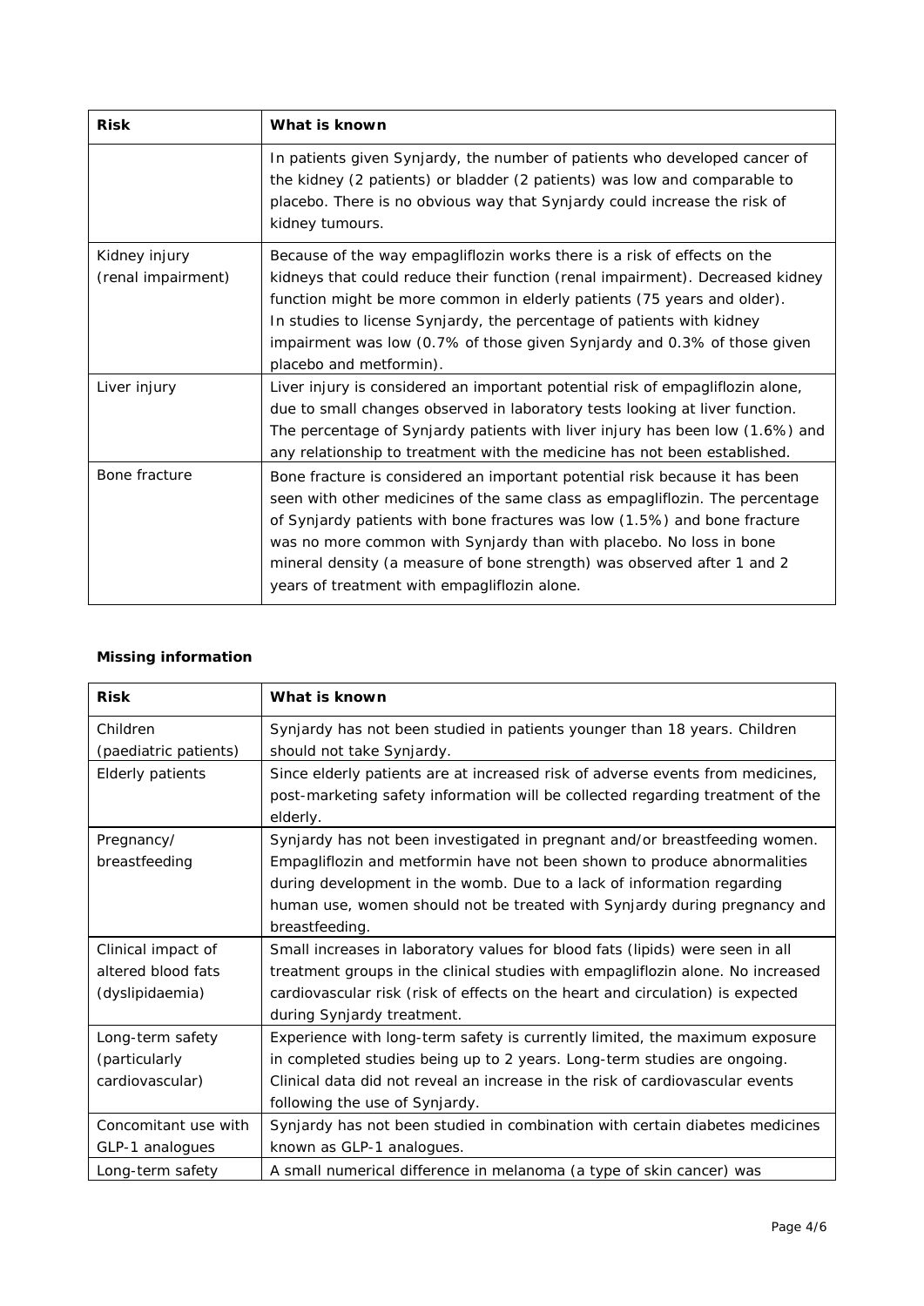| Risk | What is known |
|---|---|
| | In patients given Synjardy, the number of patients who developed cancer of the kidney (2 patients) or bladder (2 patients) was low and comparable to placebo. There is no obvious way that Synjardy could increase the risk of kidney tumours. |
| Kidney injury (renal impairment) | Because of the way empagliflozin works there is a risk of effects on the kidneys that could reduce their function (renal impairment). Decreased kidney function might be more common in elderly patients (75 years and older). In studies to license Synjardy, the percentage of patients with kidney impairment was low (0.7% of those given Synjardy and 0.3% of those given placebo and metformin). |
| Liver injury | Liver injury is considered an important potential risk of empagliflozin alone, due to small changes observed in laboratory tests looking at liver function. The percentage of Synjardy patients with liver injury has been low (1.6%) and any relationship to treatment with the medicine has not been established. |
| Bone fracture | Bone fracture is considered an important potential risk because it has been seen with other medicines of the same class as empagliflozin. The percentage of Synjardy patients with bone fractures was low (1.5%) and bone fracture was no more common with Synjardy than with placebo. No loss in bone mineral density (a measure of bone strength) was observed after 1 and 2 years of treatment with empagliflozin alone. |

**Missing information**

| Risk | What is known |
|---|---|
| Children (paediatric patients) | Synjardy has not been studied in patients younger than 18 years. Children should not take Synjardy. |
| Elderly patients | Since elderly patients are at increased risk of adverse events from medicines, post-marketing safety information will be collected regarding treatment of the elderly. |
| Pregnancy/ breastfeeding | Synjardy has not been investigated in pregnant and/or breastfeeding women. Empagliflozin and metformin have not been shown to produce abnormalities during development in the womb. Due to a lack of information regarding human use, women should not be treated with Synjardy during pregnancy and breastfeeding. |
| Clinical impact of altered blood fats (dyslipidaemia) | Small increases in laboratory values for blood fats (lipids) were seen in all treatment groups in the clinical studies with empagliflozin alone. No increased cardiovascular risk (risk of effects on the heart and circulation) is expected during Synjardy treatment. |
| Long-term safety (particularly cardiovascular) | Experience with long-term safety is currently limited, the maximum exposure in completed studies being up to 2 years. Long-term studies are ongoing. Clinical data did not reveal an increase in the risk of cardiovascular events following the use of Synjardy. |
| Concomitant use with GLP-1 analogues | Synjardy has not been studied in combination with certain diabetes medicines known as GLP-1 analogues. |
| Long-term safety | A small numerical difference in melanoma (a type of skin cancer) was |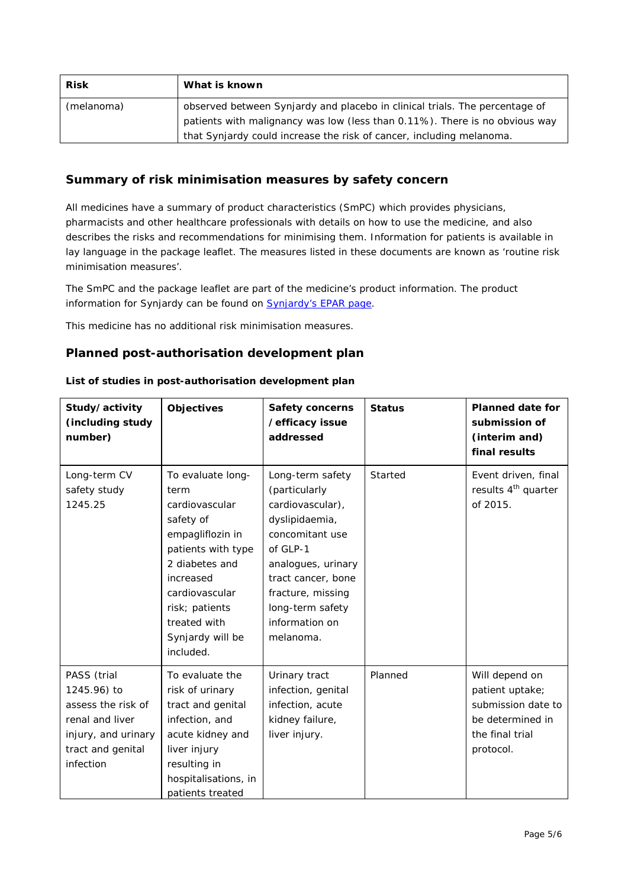| Risk | What is known |
|---|---|
| (melanoma) | observed between Synjardy and placebo in clinical trials. The percentage of patients with malignancy was low (less than 0.11%). There is no obvious way that Synjardy could increase the risk of cancer, including melanoma. |

## Summary of risk minimisation measures by safety concern

All medicines have a summary of product characteristics (SmPC) which provides physicians, pharmacists and other healthcare professionals with details on how to use the medicine, and also describes the risks and recommendations for minimising them. Information for patients is available in lay language in the package leaflet. The measures listed in these documents are known as 'routine risk minimisation measures'.

The SmPC and the package leaflet are part of the medicine's product information. The product information for Synjardy can be found on Synjardy's EPAR page.

This medicine has no additional risk minimisation measures.

## Planned post-authorisation development plan

**List of studies in post-authorisation development plan**

| Study/activity (including study number) | Objectives | Safety concerns /efficacy issue addressed | Status | Planned date for submission of (interim and) final results |
|---|---|---|---|---|
| Long-term CV safety study 1245.25 | To evaluate long-term cardiovascular safety of empagliflozin in patients with type 2 diabetes and increased cardiovascular risk; patients treated with Synjardy will be included. | Long-term safety (particularly cardiovascular), dyslipidaemia, concomitant use of GLP-1 analogues, urinary tract cancer, bone fracture, missing long-term safety information on melanoma. | Started | Event driven, final results 4th quarter of 2015. |
| PASS (trial 1245.96) to assess the risk of renal and liver injury, and urinary tract and genital infection | To evaluate the risk of urinary tract and genital infection, and acute kidney and liver injury resulting in hospitalisations, in patients treated | Urinary tract infection, genital infection, acute kidney failure, liver injury. | Planned | Will depend on patient uptake; submission date to be determined in the final trial protocol. |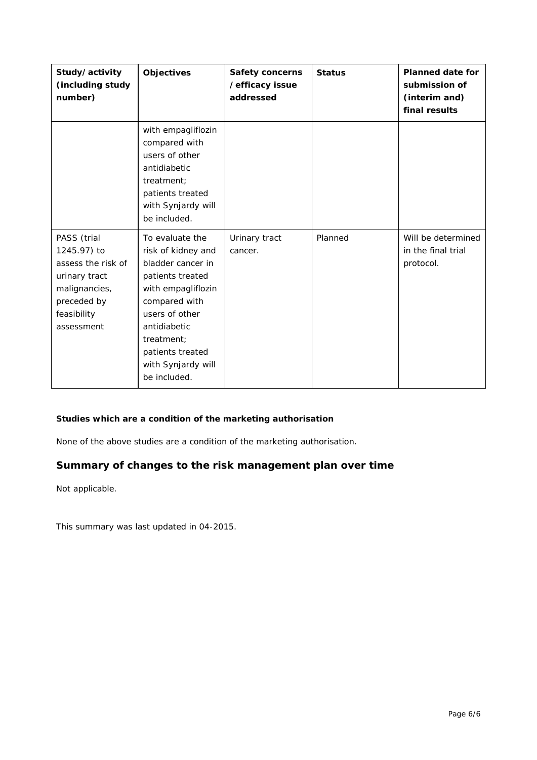| Study/activity (including study number) | Objectives | Safety concerns /efficacy issue addressed | Status | Planned date for submission of (interim and) final results |
|---|---|---|---|---|
| | with empagliflozin compared with users of other antidiabetic treatment; patients treated with Synjardy will be included. | | | |
| PASS (trial 1245.97) to assess the risk of urinary tract malignancies, preceded by feasibility assessment | To evaluate the risk of kidney and bladder cancer in patients treated with empagliflozin compared with users of other antidiabetic treatment; patients treated with Synjardy will be included. | Urinary tract cancer. | Planned | Will be determined in the final trial protocol. |

**Studies which are a condition of the marketing authorisation**

None of the above studies are a condition of the marketing authorisation.

## Summary of changes to the risk management plan over time

Not applicable.

This summary was last updated in 04-2015.